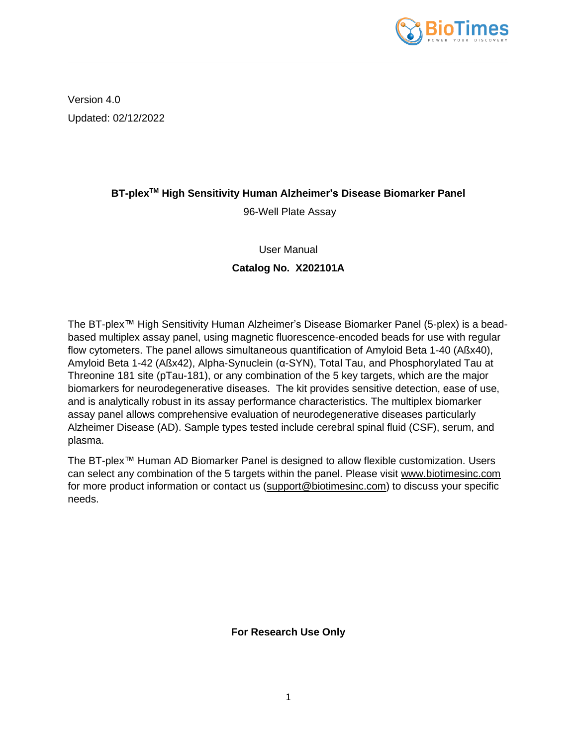Version 4.0

Updated: 02/12/2022

# BT-plex™ High Sensitivity Human Alzheimer's Disease Biomarker Panel

96-Well Plate Assay

User Manual

**Catalog No. X202101A**

The BT-plex™ High Sensitivity Human Alzheimer's Disease Biomarker Panel (5-plex) is a bead-based multiplex assay panel, using magnetic fluorescence-encoded beads for use with regular flow cytometers. The panel allows simultaneous quantification of Amyloid Beta 1-40 (Aßx40), Amyloid Beta 1-42 (Aßx42), Alpha-Synuclein (α-SYN), Total Tau, and Phosphorylated Tau at Threonine 181 site (pTau-181), or any combination of the 5 key targets, which are the major biomarkers for neurodegenerative diseases. The kit provides sensitive detection, ease of use, and is analytically robust in its assay performance characteristics. The multiplex biomarker assay panel allows comprehensive evaluation of neurodegenerative diseases particularly Alzheimer Disease (AD). Sample types tested include cerebral spinal fluid (CSF), serum, and plasma.

The BT-plex™ Human AD Biomarker Panel is designed to allow flexible customization. Users can select any combination of the 5 targets within the panel. Please visit www.biotimesinc.com for more product information or contact us (support@biotimesinc.com) to discuss your specific needs.

**For Research Use Only**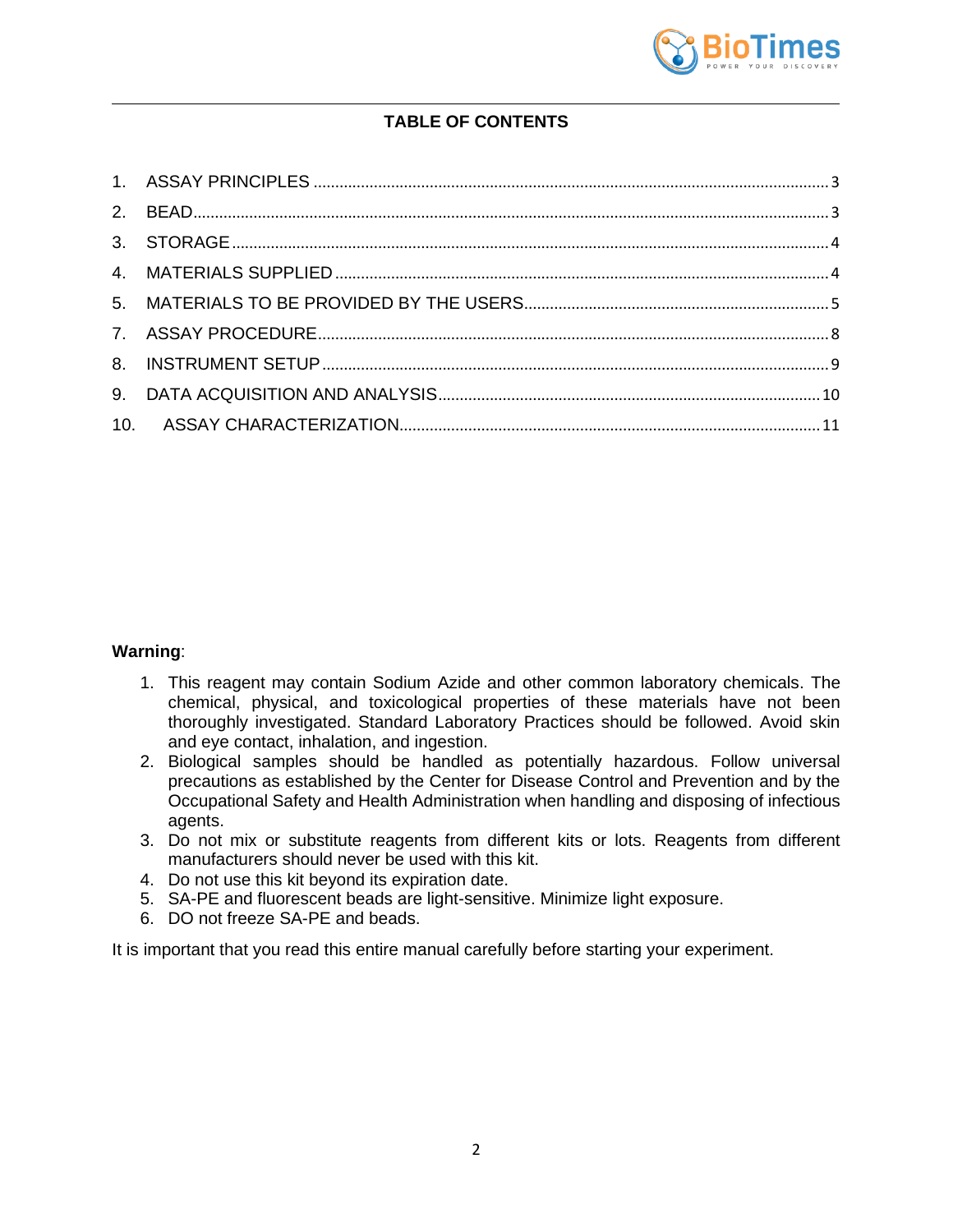## TABLE OF CONTENTS

1. ASSAY PRINCIPLES ........ 3
2. BEAD ........ 3
3. STORAGE ........ 4
4. MATERIALS SUPPLIED ........ 4
5. MATERIALS TO BE PROVIDED BY THE USERS ........ 5
7. ASSAY PROCEDURE ........ 8
8. INSTRUMENT SETUP ........ 9
9. DATA ACQUISITION AND ANALYSIS ........ 10
10. ASSAY CHARACTERIZATION ........ 11

**Warning**:

1. This reagent may contain Sodium Azide and other common laboratory chemicals. The chemical, physical, and toxicological properties of these materials have not been thoroughly investigated. Standard Laboratory Practices should be followed. Avoid skin and eye contact, inhalation, and ingestion.
2. Biological samples should be handled as potentially hazardous. Follow universal precautions as established by the Center for Disease Control and Prevention and by the Occupational Safety and Health Administration when handling and disposing of infectious agents.
3. Do not mix or substitute reagents from different kits or lots. Reagents from different manufacturers should never be used with this kit.
4. Do not use this kit beyond its expiration date.
5. SA-PE and fluorescent beads are light-sensitive. Minimize light exposure.
6. DO not freeze SA-PE and beads.

It is important that you read this entire manual carefully before starting your experiment.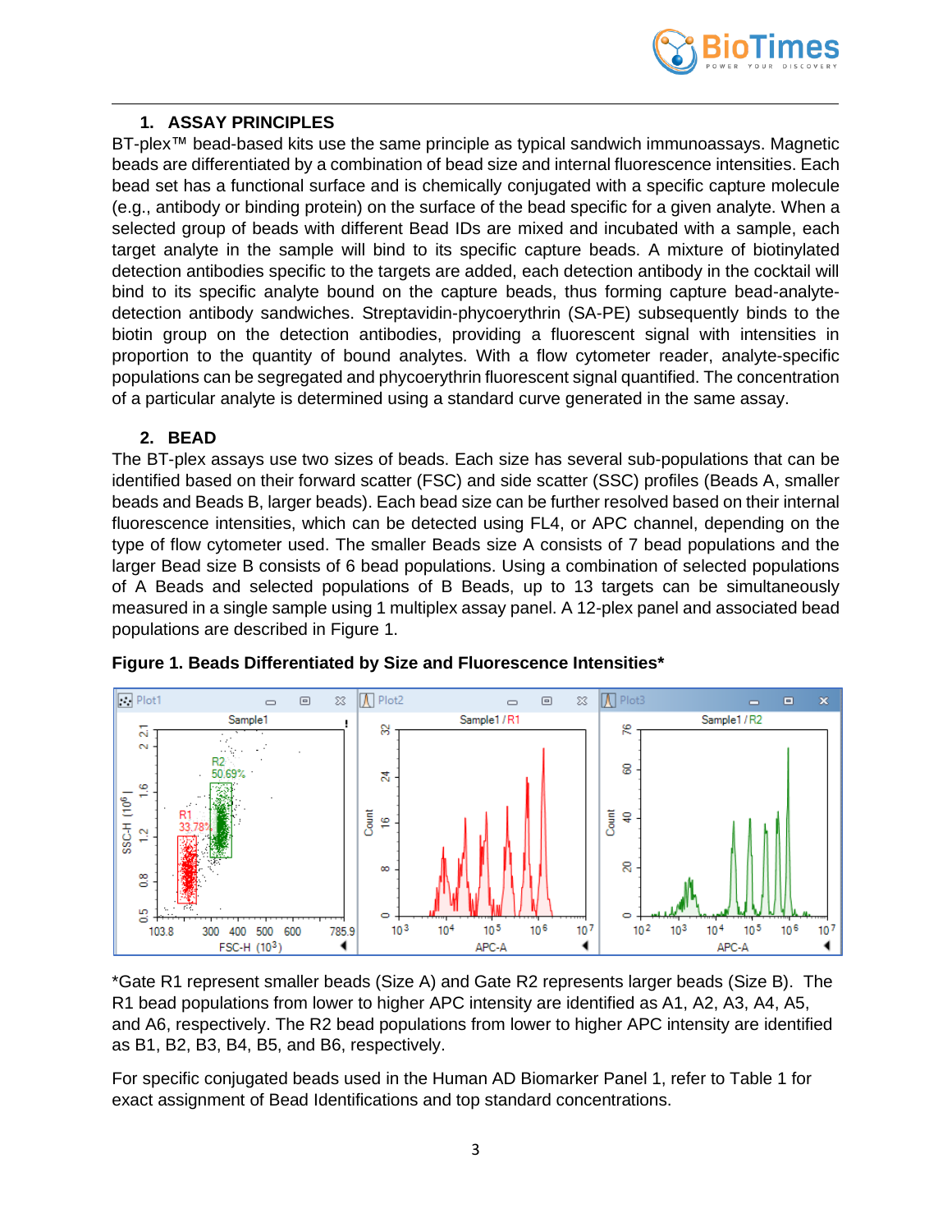## 1. ASSAY PRINCIPLES

BT-plex™ bead-based kits use the same principle as typical sandwich immunoassays. Magnetic beads are differentiated by a combination of bead size and internal fluorescence intensities. Each bead set has a functional surface and is chemically conjugated with a specific capture molecule (e.g., antibody or binding protein) on the surface of the bead specific for a given analyte. When a selected group of beads with different Bead IDs are mixed and incubated with a sample, each target analyte in the sample will bind to its specific capture beads. A mixture of biotinylated detection antibodies specific to the targets are added, each detection antibody in the cocktail will bind to its specific analyte bound on the capture beads, thus forming capture bead-analyte-detection antibody sandwiches. Streptavidin-phycoerythrin (SA-PE) subsequently binds to the biotin group on the detection antibodies, providing a fluorescent signal with intensities in proportion to the quantity of bound analytes. With a flow cytometer reader, analyte-specific populations can be segregated and phycoerythrin fluorescent signal quantified. The concentration of a particular analyte is determined using a standard curve generated in the same assay.

## 2. BEAD

The BT-plex assays use two sizes of beads. Each size has several sub-populations that can be identified based on their forward scatter (FSC) and side scatter (SSC) profiles (Beads A, smaller beads and Beads B, larger beads). Each bead size can be further resolved based on their internal fluorescence intensities, which can be detected using FL4, or APC channel, depending on the type of flow cytometer used. The smaller Beads size A consists of 7 bead populations and the larger Bead size B consists of 6 bead populations. Using a combination of selected populations of A Beads and selected populations of B Beads, up to 13 targets can be simultaneously measured in a single sample using 1 multiplex assay panel. A 12-plex panel and associated bead populations are described in Figure 1.

**Figure 1. Beads Differentiated by Size and Fluorescence Intensities***

*Gate R1 represent smaller beads (Size A) and Gate R2 represents larger beads (Size B). The R1 bead populations from lower to higher APC intensity are identified as A1, A2, A3, A4, A5, and A6, respectively. The R2 bead populations from lower to higher APC intensity are identified as B1, B2, B3, B4, B5, and B6, respectively.

For specific conjugated beads used in the Human AD Biomarker Panel 1, refer to Table 1 for exact assignment of Bead Identifications and top standard concentrations.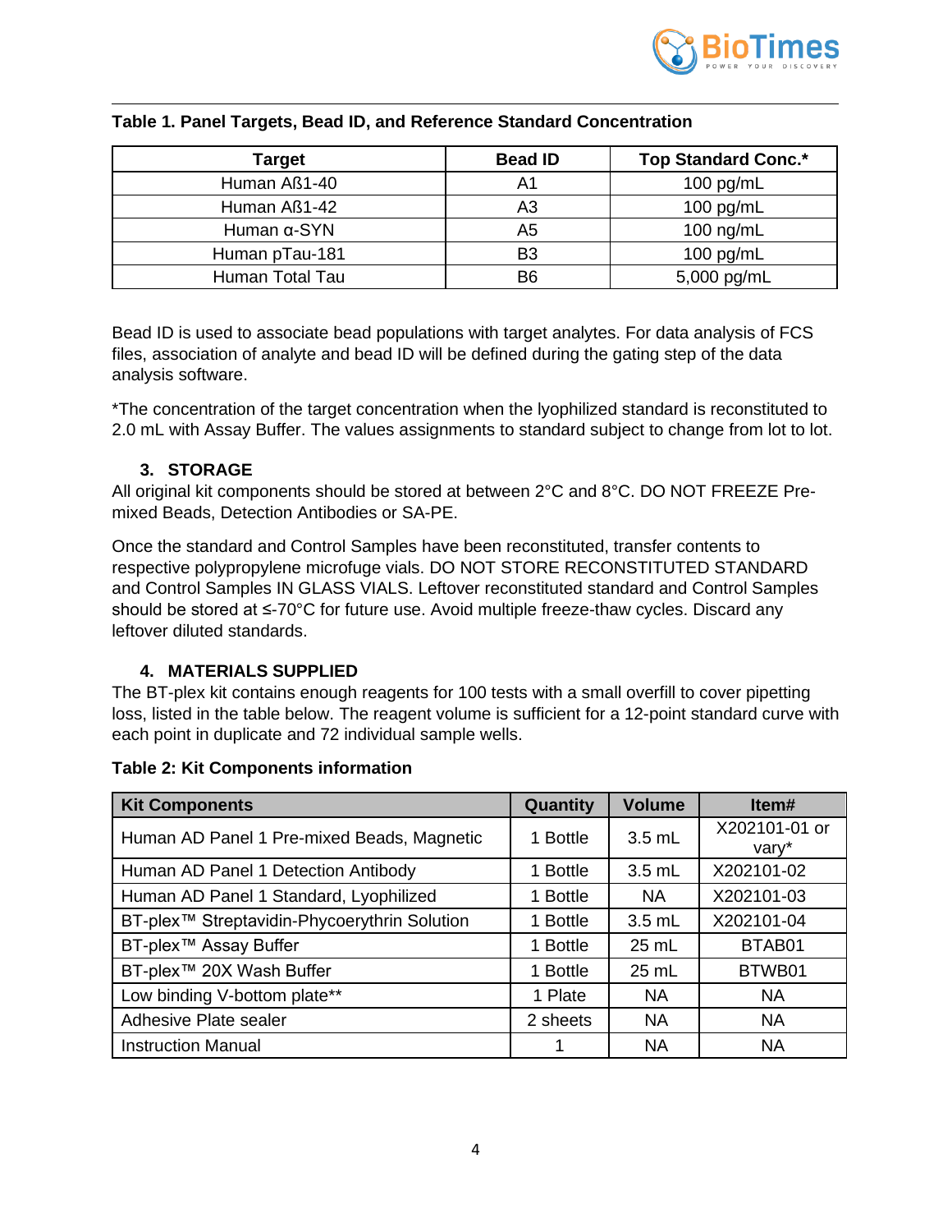**Table 1. Panel Targets, Bead ID, and Reference Standard Concentration**

| Target | Bead ID | Top Standard Conc.* |
|---|---|---|
| Human Aß1-40 | A1 | 100 pg/mL |
| Human Aß1-42 | A3 | 100 pg/mL |
| Human α-SYN | A5 | 100 ng/mL |
| Human pTau-181 | B3 | 100 pg/mL |
| Human Total Tau | B6 | 5,000 pg/mL |

Bead ID is used to associate bead populations with target analytes. For data analysis of FCS files, association of analyte and bead ID will be defined during the gating step of the data analysis software.

*The concentration of the target concentration when the lyophilized standard is reconstituted to 2.0 mL with Assay Buffer. The values assignments to standard subject to change from lot to lot.

## 3. STORAGE

All original kit components should be stored at between 2°C and 8°C. DO NOT FREEZE Pre-mixed Beads, Detection Antibodies or SA-PE.

Once the standard and Control Samples have been reconstituted, transfer contents to respective polypropylene microfuge vials. DO NOT STORE RECONSTITUTED STANDARD and Control Samples IN GLASS VIALS. Leftover reconstituted standard and Control Samples should be stored at ≤-70°C for future use. Avoid multiple freeze-thaw cycles. Discard any leftover diluted standards.

## 4. MATERIALS SUPPLIED

The BT-plex kit contains enough reagents for 100 tests with a small overfill to cover pipetting loss, listed in the table below. The reagent volume is sufficient for a 12-point standard curve with each point in duplicate and 72 individual sample wells.

**Table 2: Kit Components information**

| Kit Components | Quantity | Volume | Item# |
|---|---|---|---|
| Human AD Panel 1 Pre-mixed Beads, Magnetic | 1 Bottle | 3.5 mL | X202101-01 or vary* |
| Human AD Panel 1 Detection Antibody | 1 Bottle | 3.5 mL | X202101-02 |
| Human AD Panel 1 Standard, Lyophilized | 1 Bottle | NA | X202101-03 |
| BT-plex™ Streptavidin-Phycoerythrin Solution | 1 Bottle | 3.5 mL | X202101-04 |
| BT-plex™ Assay Buffer | 1 Bottle | 25 mL | BTAB01 |
| BT-plex™ 20X Wash Buffer | 1 Bottle | 25 mL | BTWB01 |
| Low binding V-bottom plate** | 1 Plate | NA | NA |
| Adhesive Plate sealer | 2 sheets | NA | NA |
| Instruction Manual | 1 | NA | NA |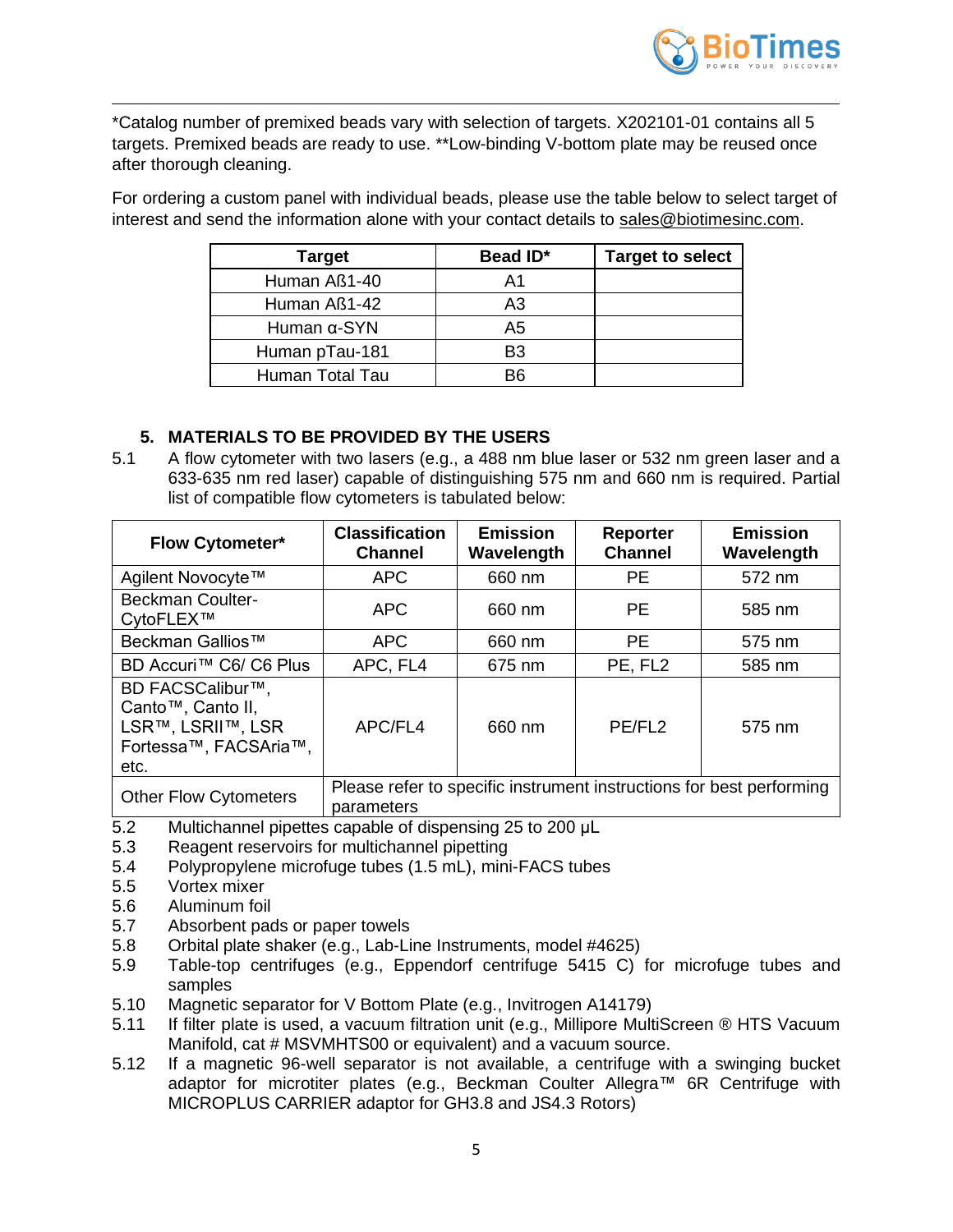*Catalog number of premixed beads vary with selection of targets. X202101-01 contains all 5 targets. Premixed beads are ready to use. **Low-binding V-bottom plate may be reused once after thorough cleaning.

For ordering a custom panel with individual beads, please use the table below to select target of interest and send the information alone with your contact details to sales@biotimesinc.com.

| Target | Bead ID* | Target to select |
|---|---|---|
| Human Aß1-40 | A1 | |
| Human Aß1-42 | A3 | |
| Human α-SYN | A5 | |
| Human pTau-181 | B3 | |
| Human Total Tau | B6 | |

## 5. MATERIALS TO BE PROVIDED BY THE USERS

5.1 A flow cytometer with two lasers (e.g., a 488 nm blue laser or 532 nm green laser and a 633-635 nm red laser) capable of distinguishing 575 nm and 660 nm is required. Partial list of compatible flow cytometers is tabulated below:

| Flow Cytometer* | Classification Channel | Emission Wavelength | Reporter Channel | Emission Wavelength |
|---|---|---|---|---|
| Agilent Novocyte™ | APC | 660 nm | PE | 572 nm |
| Beckman Coulter-CytoFLEX™ | APC | 660 nm | PE | 585 nm |
| Beckman Gallios™ | APC | 660 nm | PE | 575 nm |
| BD Accuri™ C6/ C6 Plus | APC, FL4 | 675 nm | PE, FL2 | 585 nm |
| BD FACSCalibur™, Canto™, Canto II, LSR™, LSRII™, LSR Fortessa™, FACSAria™, etc. | APC/FL4 | 660 nm | PE/FL2 | 575 nm |
| Other Flow Cytometers | Please refer to specific instrument instructions for best performing parameters | | | |

5.2 Multichannel pipettes capable of dispensing 25 to 200 µL

5.3 Reagent reservoirs for multichannel pipetting

5.4 Polypropylene microfuge tubes (1.5 mL), mini-FACS tubes

5.5 Vortex mixer

5.6 Aluminum foil

5.7 Absorbent pads or paper towels

5.8 Orbital plate shaker (e.g., Lab-Line Instruments, model #4625)

5.9 Table-top centrifuges (e.g., Eppendorf centrifuge 5415 C) for microfuge tubes and samples

5.10 Magnetic separator for V Bottom Plate (e.g., Invitrogen A14179)

5.11 If filter plate is used, a vacuum filtration unit (e.g., Millipore MultiScreen ® HTS Vacuum Manifold, cat # MSVMHTS00 or equivalent) and a vacuum source.

5.12 If a magnetic 96-well separator is not available, a centrifuge with a swinging bucket adaptor for microtiter plates (e.g., Beckman Coulter Allegra™ 6R Centrifuge with MICROPLUS CARRIER adaptor for GH3.8 and JS4.3 Rotors)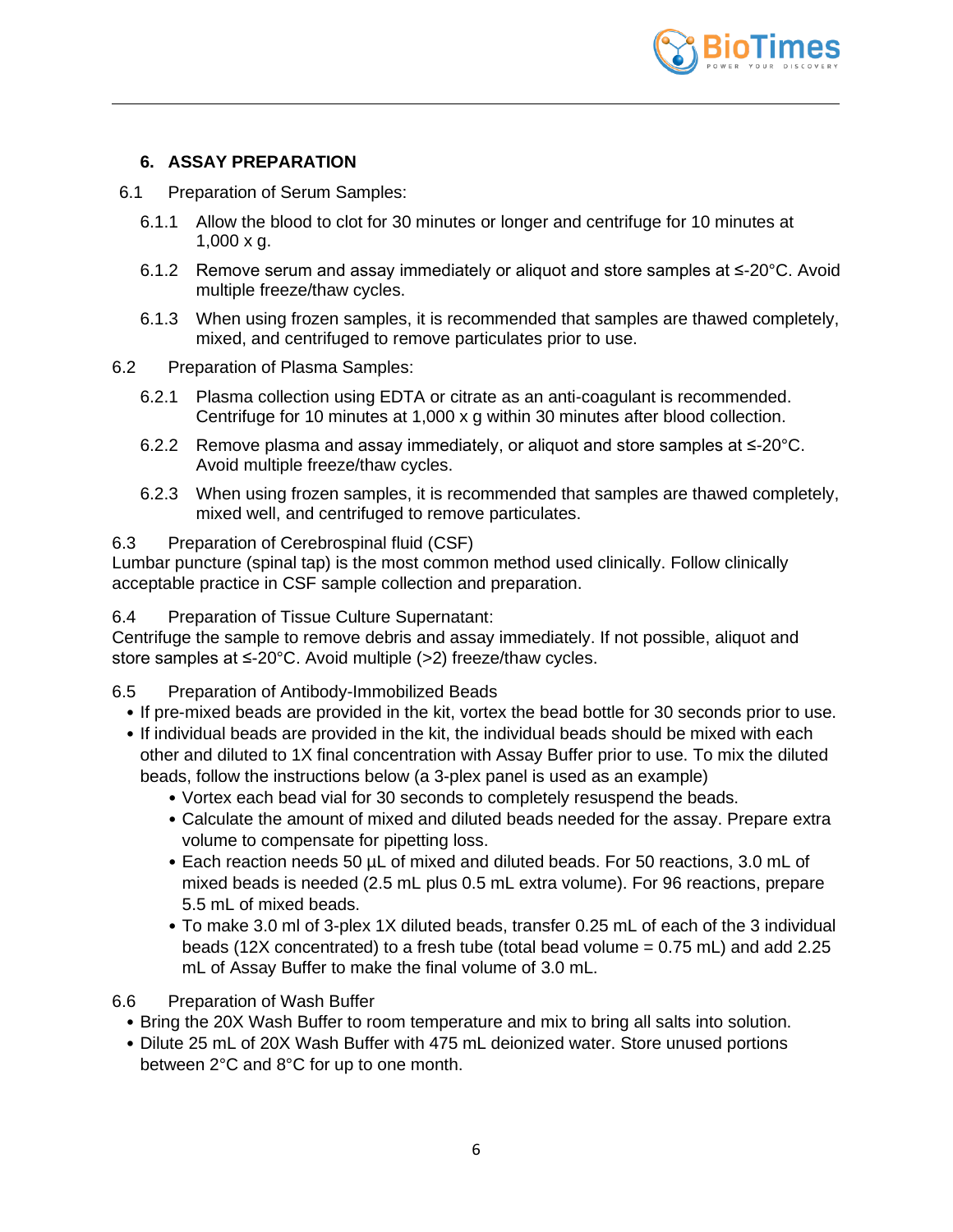## 6. ASSAY PREPARATION

6.1 Preparation of Serum Samples:

6.1.1 Allow the blood to clot for 30 minutes or longer and centrifuge for 10 minutes at 1,000 x g.

6.1.2 Remove serum and assay immediately or aliquot and store samples at ≤-20°C. Avoid multiple freeze/thaw cycles.

6.1.3 When using frozen samples, it is recommended that samples are thawed completely, mixed, and centrifuged to remove particulates prior to use.

6.2 Preparation of Plasma Samples:

6.2.1 Plasma collection using EDTA or citrate as an anti-coagulant is recommended. Centrifuge for 10 minutes at 1,000 x g within 30 minutes after blood collection.

6.2.2 Remove plasma and assay immediately, or aliquot and store samples at ≤-20°C. Avoid multiple freeze/thaw cycles.

6.2.3 When using frozen samples, it is recommended that samples are thawed completely, mixed well, and centrifuged to remove particulates.

6.3 Preparation of Cerebrospinal fluid (CSF)

Lumbar puncture (spinal tap) is the most common method used clinically. Follow clinically acceptable practice in CSF sample collection and preparation.

6.4 Preparation of Tissue Culture Supernatant:

Centrifuge the sample to remove debris and assay immediately. If not possible, aliquot and store samples at ≤-20°C. Avoid multiple (>2) freeze/thaw cycles.

6.5 Preparation of Antibody-Immobilized Beads

- If pre-mixed beads are provided in the kit, vortex the bead bottle for 30 seconds prior to use.
- If individual beads are provided in the kit, the individual beads should be mixed with each other and diluted to 1X final concentration with Assay Buffer prior to use. To mix the diluted beads, follow the instructions below (a 3-plex panel is used as an example)
  - Vortex each bead vial for 30 seconds to completely resuspend the beads.
  - Calculate the amount of mixed and diluted beads needed for the assay. Prepare extra volume to compensate for pipetting loss.
  - Each reaction needs 50 µL of mixed and diluted beads. For 50 reactions, 3.0 mL of mixed beads is needed (2.5 mL plus 0.5 mL extra volume). For 96 reactions, prepare 5.5 mL of mixed beads.
  - To make 3.0 ml of 3-plex 1X diluted beads, transfer 0.25 mL of each of the 3 individual beads (12X concentrated) to a fresh tube (total bead volume = 0.75 mL) and add 2.25 mL of Assay Buffer to make the final volume of 3.0 mL.

6.6 Preparation of Wash Buffer

- Bring the 20X Wash Buffer to room temperature and mix to bring all salts into solution.
- Dilute 25 mL of 20X Wash Buffer with 475 mL deionized water. Store unused portions between 2°C and 8°C for up to one month.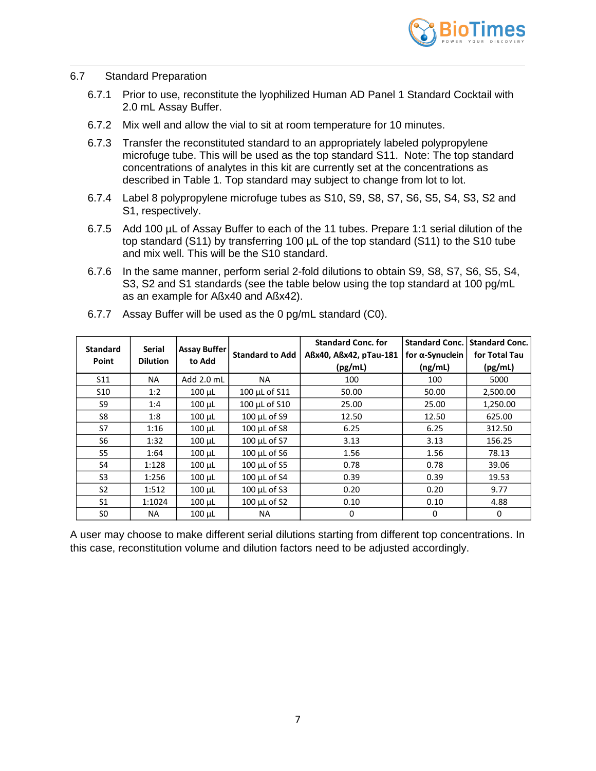## 6.7 Standard Preparation

6.7.1 Prior to use, reconstitute the lyophilized Human AD Panel 1 Standard Cocktail with 2.0 mL Assay Buffer.

6.7.2 Mix well and allow the vial to sit at room temperature for 10 minutes.

6.7.3 Transfer the reconstituted standard to an appropriately labeled polypropylene microfuge tube. This will be used as the top standard S11. Note: The top standard concentrations of analytes in this kit are currently set at the concentrations as described in Table 1. Top standard may subject to change from lot to lot.

6.7.4 Label 8 polypropylene microfuge tubes as S10, S9, S8, S7, S6, S5, S4, S3, S2 and S1, respectively.

6.7.5 Add 100 µL of Assay Buffer to each of the 11 tubes. Prepare 1:1 serial dilution of the top standard (S11) by transferring 100 µL of the top standard (S11) to the S10 tube and mix well. This will be the S10 standard.

6.7.6 In the same manner, perform serial 2-fold dilutions to obtain S9, S8, S7, S6, S5, S4, S3, S2 and S1 standards (see the table below using the top standard at 100 pg/mL as an example for Aßx40 and Aßx42).

6.7.7 Assay Buffer will be used as the 0 pg/mL standard (C0).

| Standard Point | Serial Dilution | Assay Buffer to Add | Standard to Add | Standard Conc. for Aßx40, Aßx42, pTau-181 (pg/mL) | Standard Conc. for α-Synuclein (ng/mL) | Standard Conc. for Total Tau (pg/mL) |
|---|---|---|---|---|---|---|
| S11 | NA | Add 2.0 mL | NA | 100 | 100 | 5000 |
| S10 | 1:2 | 100 µL | 100 µL of S11 | 50.00 | 50.00 | 2,500.00 |
| S9 | 1:4 | 100 µL | 100 µL of S10 | 25.00 | 25.00 | 1,250.00 |
| S8 | 1:8 | 100 µL | 100 µL of S9 | 12.50 | 12.50 | 625.00 |
| S7 | 1:16 | 100 µL | 100 µL of S8 | 6.25 | 6.25 | 312.50 |
| S6 | 1:32 | 100 µL | 100 µL of S7 | 3.13 | 3.13 | 156.25 |
| S5 | 1:64 | 100 µL | 100 µL of S6 | 1.56 | 1.56 | 78.13 |
| S4 | 1:128 | 100 µL | 100 µL of S5 | 0.78 | 0.78 | 39.06 |
| S3 | 1:256 | 100 µL | 100 µL of S4 | 0.39 | 0.39 | 19.53 |
| S2 | 1:512 | 100 µL | 100 µL of S3 | 0.20 | 0.20 | 9.77 |
| S1 | 1:1024 | 100 µL | 100 µL of S2 | 0.10 | 0.10 | 4.88 |
| S0 | NA | 100 µL | NA | 0 | 0 | 0 |

A user may choose to make different serial dilutions starting from different top concentrations. In this case, reconstitution volume and dilution factors need to be adjusted accordingly.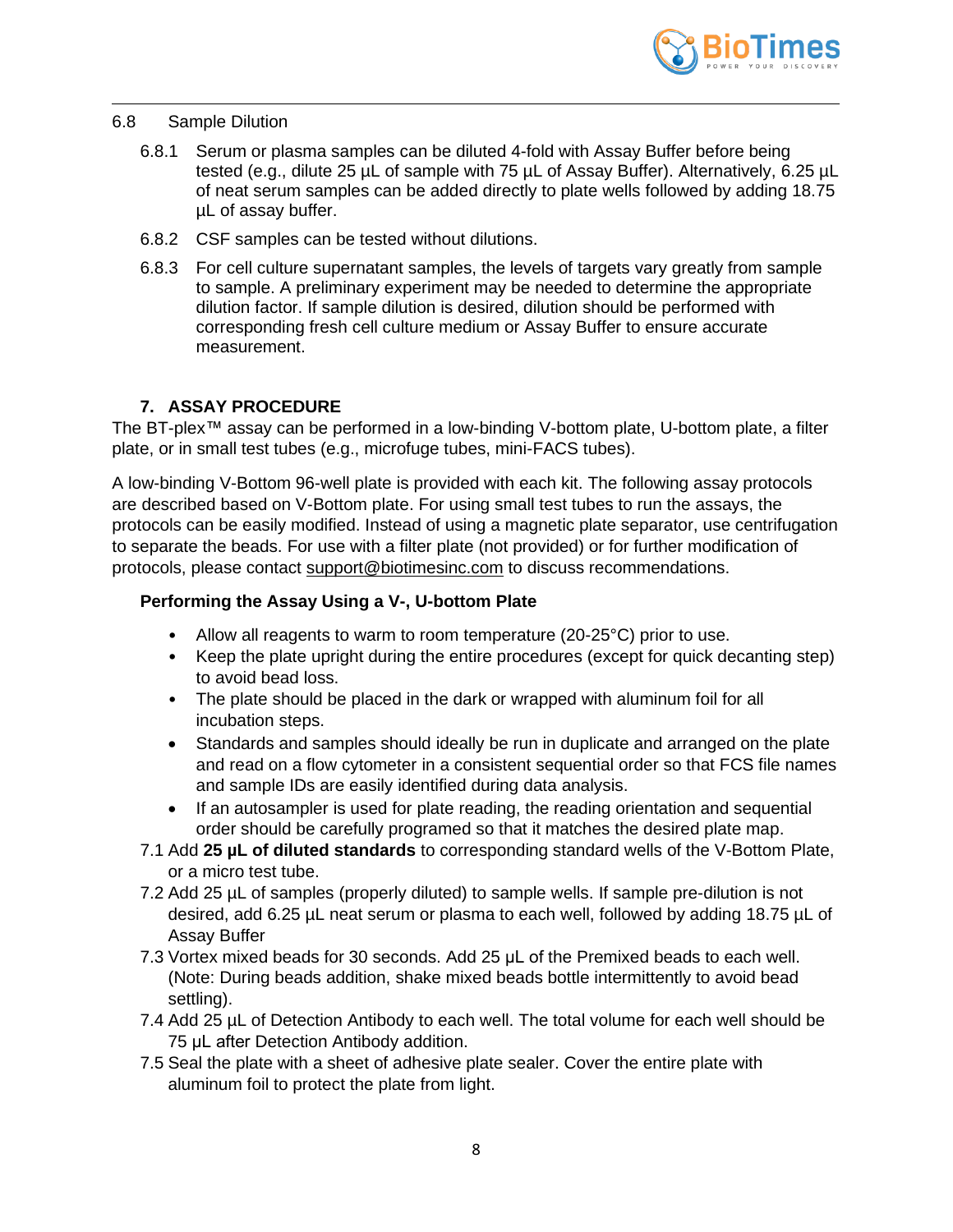6.8 Sample Dilution

6.8.1 Serum or plasma samples can be diluted 4-fold with Assay Buffer before being tested (e.g., dilute 25 µL of sample with 75 µL of Assay Buffer). Alternatively, 6.25 µL of neat serum samples can be added directly to plate wells followed by adding 18.75 µL of assay buffer.

6.8.2 CSF samples can be tested without dilutions.

6.8.3 For cell culture supernatant samples, the levels of targets vary greatly from sample to sample. A preliminary experiment may be needed to determine the appropriate dilution factor. If sample dilution is desired, dilution should be performed with corresponding fresh cell culture medium or Assay Buffer to ensure accurate measurement.

## 7. ASSAY PROCEDURE

The BT-plex™ assay can be performed in a low-binding V-bottom plate, U-bottom plate, a filter plate, or in small test tubes (e.g., microfuge tubes, mini-FACS tubes).

A low-binding V-Bottom 96-well plate is provided with each kit. The following assay protocols are described based on V-Bottom plate. For using small test tubes to run the assays, the protocols can be easily modified. Instead of using a magnetic plate separator, use centrifugation to separate the beads. For use with a filter plate (not provided) or for further modification of protocols, please contact support@biotimesinc.com to discuss recommendations.

**Performing the Assay Using a V-, U-bottom Plate**

- Allow all reagents to warm to room temperature (20-25°C) prior to use.
- Keep the plate upright during the entire procedures (except for quick decanting step) to avoid bead loss.
- The plate should be placed in the dark or wrapped with aluminum foil for all incubation steps.
- Standards and samples should ideally be run in duplicate and arranged on the plate and read on a flow cytometer in a consistent sequential order so that FCS file names and sample IDs are easily identified during data analysis.
- If an autosampler is used for plate reading, the reading orientation and sequential order should be carefully programed so that it matches the desired plate map.

7.1 Add **25 µL of diluted standards** to corresponding standard wells of the V-Bottom Plate, or a micro test tube.

7.2 Add 25 µL of samples (properly diluted) to sample wells. If sample pre-dilution is not desired, add 6.25 µL neat serum or plasma to each well, followed by adding 18.75 µL of Assay Buffer

7.3 Vortex mixed beads for 30 seconds. Add 25 µL of the Premixed beads to each well. (Note: During beads addition, shake mixed beads bottle intermittently to avoid bead settling).

7.4 Add 25 µL of Detection Antibody to each well. The total volume for each well should be 75 µL after Detection Antibody addition.

7.5 Seal the plate with a sheet of adhesive plate sealer. Cover the entire plate with aluminum foil to protect the plate from light.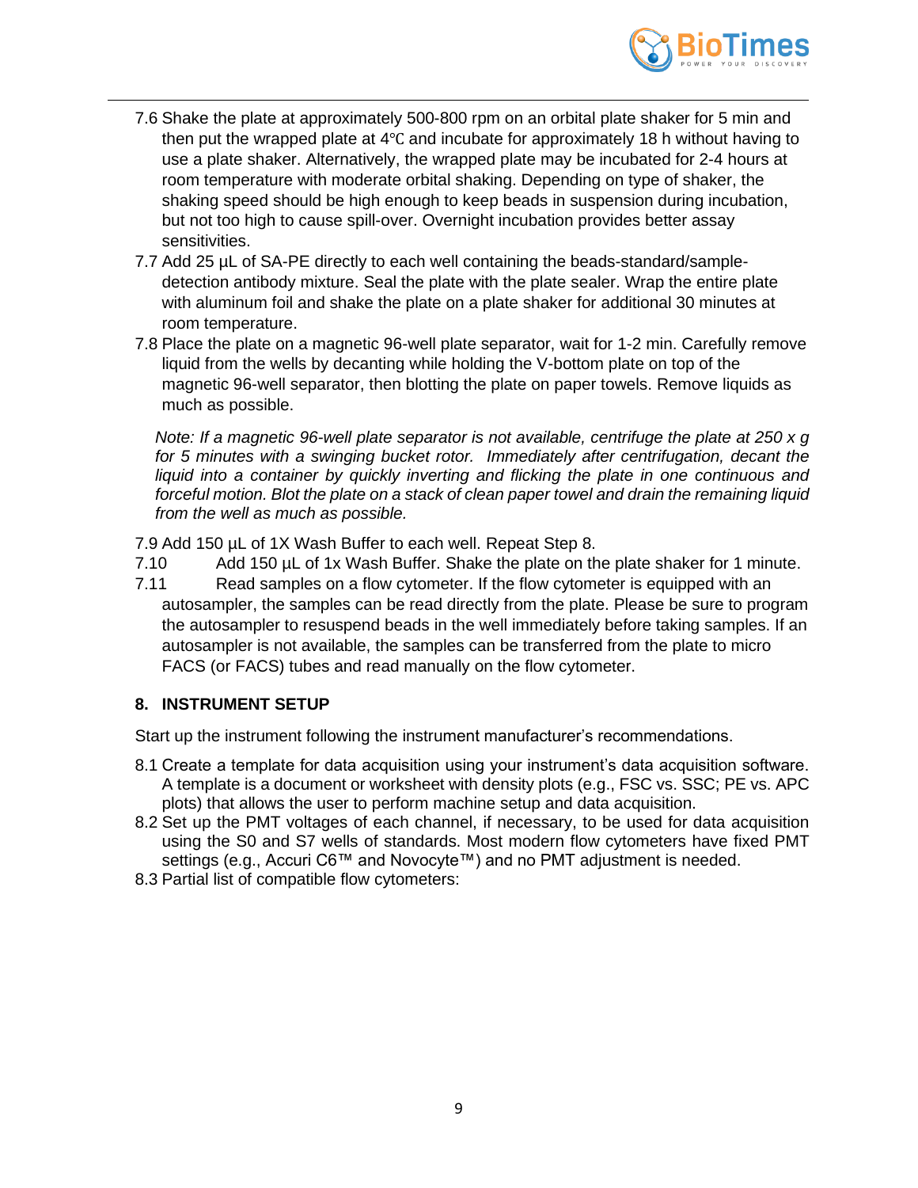7.6 Shake the plate at approximately 500-800 rpm on an orbital plate shaker for 5 min and then put the wrapped plate at 4℃ and incubate for approximately 18 h without having to use a plate shaker. Alternatively, the wrapped plate may be incubated for 2-4 hours at room temperature with moderate orbital shaking. Depending on type of shaker, the shaking speed should be high enough to keep beads in suspension during incubation, but not too high to cause spill-over. Overnight incubation provides better assay sensitivities.

7.7 Add 25 µL of SA-PE directly to each well containing the beads-standard/sample-detection antibody mixture. Seal the plate with the plate sealer. Wrap the entire plate with aluminum foil and shake the plate on a plate shaker for additional 30 minutes at room temperature.

7.8 Place the plate on a magnetic 96-well plate separator, wait for 1-2 min. Carefully remove liquid from the wells by decanting while holding the V-bottom plate on top of the magnetic 96-well separator, then blotting the plate on paper towels. Remove liquids as much as possible.

*Note: If a magnetic 96-well plate separator is not available, centrifuge the plate at 250 x g for 5 minutes with a swinging bucket rotor. Immediately after centrifugation, decant the liquid into a container by quickly inverting and flicking the plate in one continuous and forceful motion. Blot the plate on a stack of clean paper towel and drain the remaining liquid from the well as much as possible.*

7.9 Add 150 µL of 1X Wash Buffer to each well. Repeat Step 8.

7.10 Add 150 µL of 1x Wash Buffer. Shake the plate on the plate shaker for 1 minute.

7.11 Read samples on a flow cytometer. If the flow cytometer is equipped with an autosampler, the samples can be read directly from the plate. Please be sure to program the autosampler to resuspend beads in the well immediately before taking samples. If an autosampler is not available, the samples can be transferred from the plate to micro FACS (or FACS) tubes and read manually on the flow cytometer.

## 8. INSTRUMENT SETUP

Start up the instrument following the instrument manufacturer's recommendations.

8.1 Create a template for data acquisition using your instrument's data acquisition software. A template is a document or worksheet with density plots (e.g., FSC vs. SSC; PE vs. APC plots) that allows the user to perform machine setup and data acquisition.

8.2 Set up the PMT voltages of each channel, if necessary, to be used for data acquisition using the S0 and S7 wells of standards. Most modern flow cytometers have fixed PMT settings (e.g., Accuri C6™ and Novocyte™) and no PMT adjustment is needed.

8.3 Partial list of compatible flow cytometers: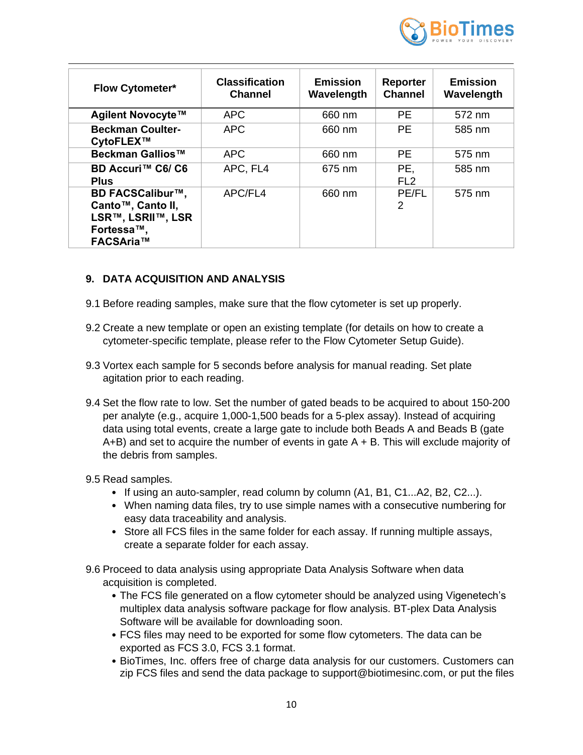| Flow Cytometer* | Classification Channel | Emission Wavelength | Reporter Channel | Emission Wavelength |
|---|---|---|---|---|
| **Agilent Novocyte™** | APC | 660 nm | PE | 572 nm |
| **Beckman Coulter-CytoFLEX™** | APC | 660 nm | PE | 585 nm |
| **Beckman Gallios™** | APC | 660 nm | PE | 575 nm |
| **BD Accuri™ C6/ C6 Plus** | APC, FL4 | 675 nm | PE, FL2 | 585 nm |
| **BD FACSCalibur™, Canto™, Canto II, LSR™, LSRII™, LSR Fortessa™, FACSAria™** | APC/FL4 | 660 nm | PE/FL2 | 575 nm |

## 9. DATA ACQUISITION AND ANALYSIS

9.1 Before reading samples, make sure that the flow cytometer is set up properly.

9.2 Create a new template or open an existing template (for details on how to create a cytometer-specific template, please refer to the Flow Cytometer Setup Guide).

9.3 Vortex each sample for 5 seconds before analysis for manual reading. Set plate agitation prior to each reading.

9.4 Set the flow rate to low. Set the number of gated beads to be acquired to about 150-200 per analyte (e.g., acquire 1,000-1,500 beads for a 5-plex assay). Instead of acquiring data using total events, create a large gate to include both Beads A and Beads B (gate A+B) and set to acquire the number of events in gate A + B. This will exclude majority of the debris from samples.

9.5 Read samples.

- If using an auto-sampler, read column by column (A1, B1, C1...A2, B2, C2...).
- When naming data files, try to use simple names with a consecutive numbering for easy data traceability and analysis.
- Store all FCS files in the same folder for each assay. If running multiple assays, create a separate folder for each assay.

9.6 Proceed to data analysis using appropriate Data Analysis Software when data acquisition is completed.

- The FCS file generated on a flow cytometer should be analyzed using Vigenetech's multiplex data analysis software package for flow analysis. BT-plex Data Analysis Software will be available for downloading soon.
- FCS files may need to be exported for some flow cytometers. The data can be exported as FCS 3.0, FCS 3.1 format.
- BioTimes, Inc. offers free of charge data analysis for our customers. Customers can zip FCS files and send the data package to support@biotimesinc.com, or put the files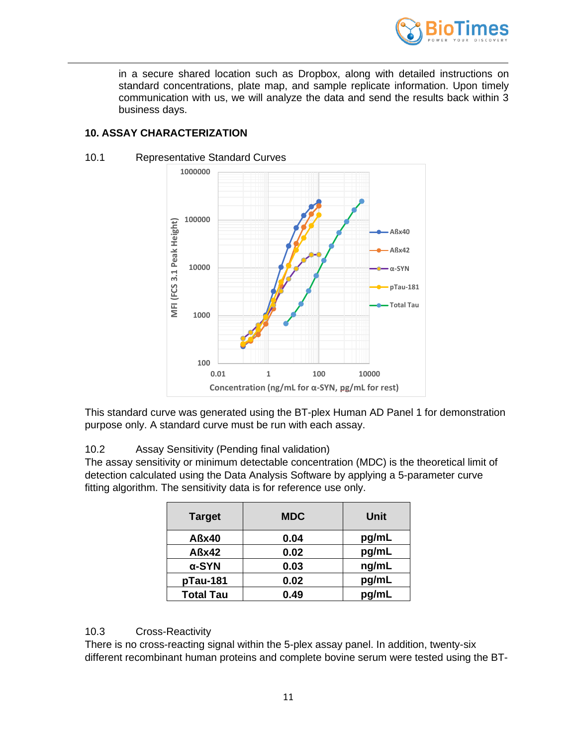in a secure shared location such as Dropbox, along with detailed instructions on standard concentrations, plate map, and sample replicate information. Upon timely communication with us, we will analyze the data and send the results back within 3 business days.

## 10. ASSAY CHARACTERIZATION

### 10.1 Representative Standard Curves

This standard curve was generated using the BT-plex Human AD Panel 1 for demonstration purpose only. A standard curve must be run with each assay.

### 10.2 Assay Sensitivity (Pending final validation)

The assay sensitivity or minimum detectable concentration (MDC) is the theoretical limit of detection calculated using the Data Analysis Software by applying a 5-parameter curve fitting algorithm. The sensitivity data is for reference use only.

| Target | MDC | Unit |
|---|---|---|
| **Aßx40** | **0.04** | **pg/mL** |
| **Aßx42** | **0.02** | **pg/mL** |
| **α-SYN** | **0.03** | **ng/mL** |
| **pTau-181** | **0.02** | **pg/mL** |
| **Total Tau** | **0.49** | **pg/mL** |

### 10.3 Cross-Reactivity

There is no cross-reacting signal within the 5-plex assay panel. In addition, twenty-six different recombinant human proteins and complete bovine serum were tested using the BT-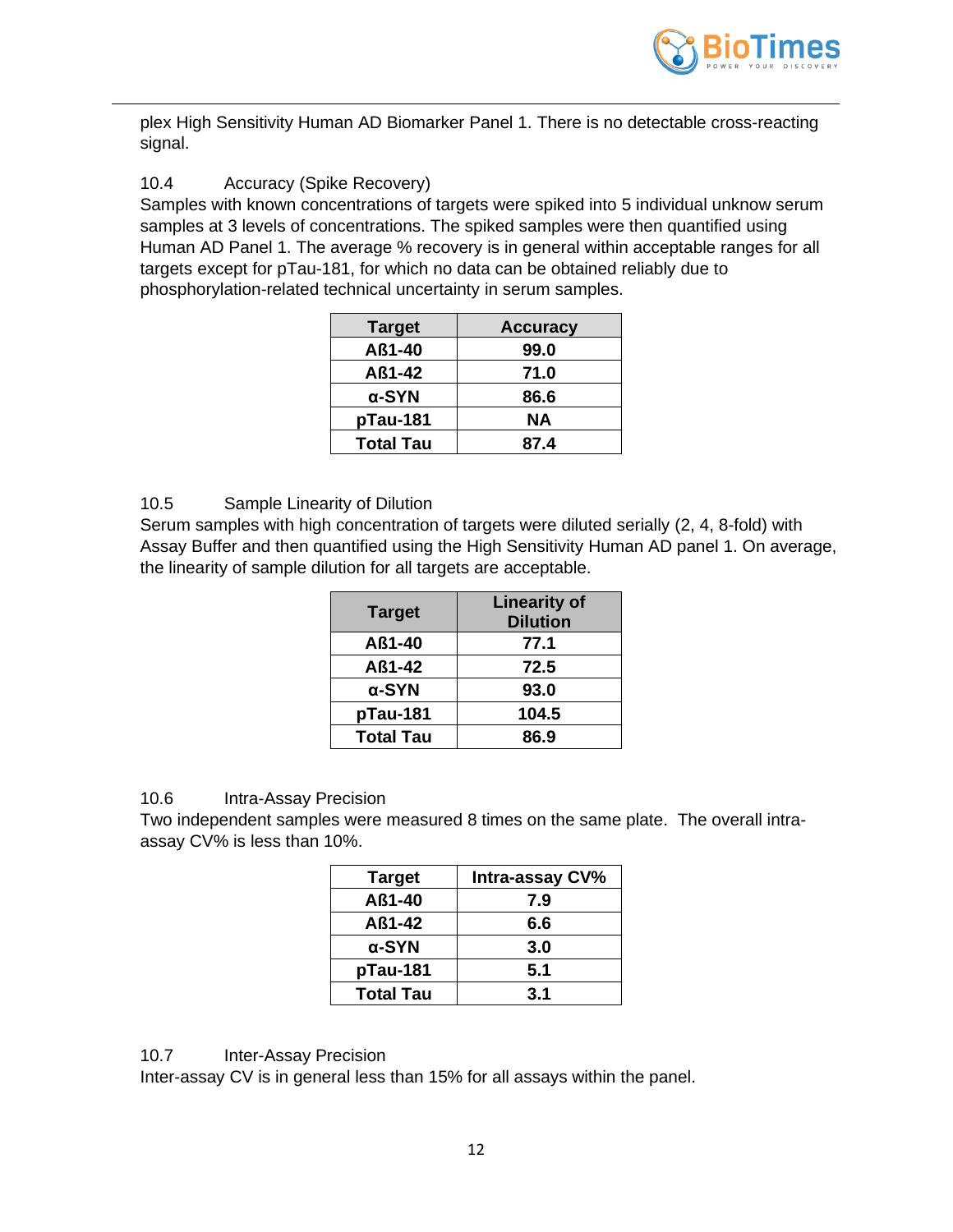plex High Sensitivity Human AD Biomarker Panel 1. There is no detectable cross-reacting signal.

10.4 Accuracy (Spike Recovery)

Samples with known concentrations of targets were spiked into 5 individual unknow serum samples at 3 levels of concentrations. The spiked samples were then quantified using Human AD Panel 1. The average % recovery is in general within acceptable ranges for all targets except for pTau-181, for which no data can be obtained reliably due to phosphorylation-related technical uncertainty in serum samples.

| Target | Accuracy |
|---|---|
| Aß1-40 | 99.0 |
| Aß1-42 | 71.0 |
| α-SYN | 86.6 |
| pTau-181 | NA |
| Total Tau | 87.4 |

10.5 Sample Linearity of Dilution

Serum samples with high concentration of targets were diluted serially (2, 4, 8-fold) with Assay Buffer and then quantified using the High Sensitivity Human AD panel 1. On average, the linearity of sample dilution for all targets are acceptable.

| Target | Linearity of Dilution |
|---|---|
| Aß1-40 | 77.1 |
| Aß1-42 | 72.5 |
| α-SYN | 93.0 |
| pTau-181 | 104.5 |
| Total Tau | 86.9 |

10.6 Intra-Assay Precision

Two independent samples were measured 8 times on the same plate. The overall intra-assay CV% is less than 10%.

| Target | Intra-assay CV% |
|---|---|
| Aß1-40 | 7.9 |
| Aß1-42 | 6.6 |
| α-SYN | 3.0 |
| pTau-181 | 5.1 |
| Total Tau | 3.1 |

10.7 Inter-Assay Precision

Inter-assay CV is in general less than 15% for all assays within the panel.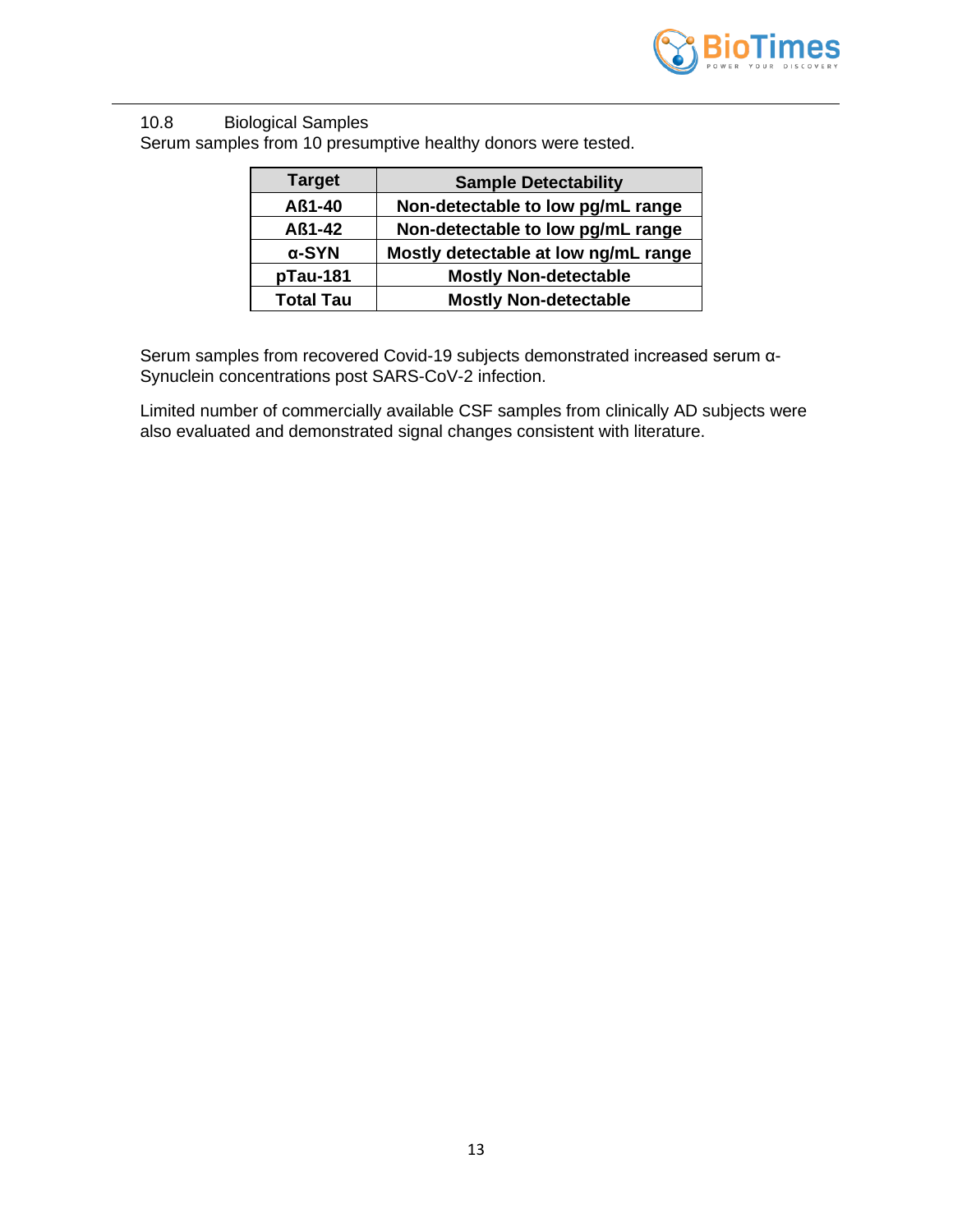## 10.8 Biological Samples

Serum samples from 10 presumptive healthy donors were tested.

| Target | Sample Detectability |
|---|---|
| **Aß1-40** | **Non-detectable to low pg/mL range** |
| **Aß1-42** | **Non-detectable to low pg/mL range** |
| **α-SYN** | **Mostly detectable at low ng/mL range** |
| **pTau-181** | **Mostly Non-detectable** |
| **Total Tau** | **Mostly Non-detectable** |

Serum samples from recovered Covid-19 subjects demonstrated increased serum α-Synuclein concentrations post SARS-CoV-2 infection.

Limited number of commercially available CSF samples from clinically AD subjects were also evaluated and demonstrated signal changes consistent with literature.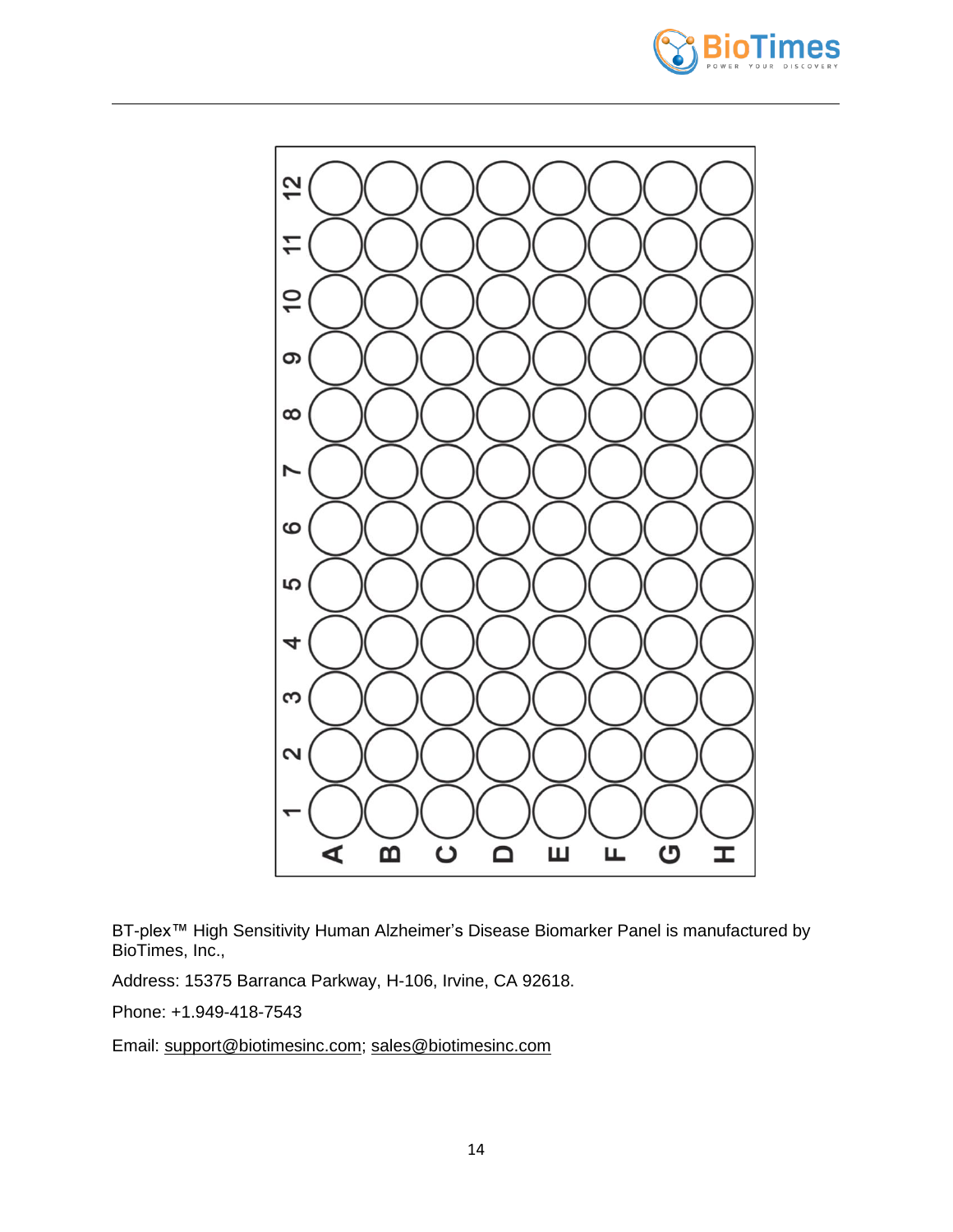12 11 10 9 8 7 6 5 4 3 2 1

A B C D E F G H

BT-plex™ High Sensitivity Human Alzheimer's Disease Biomarker Panel is manufactured by BioTimes, Inc.,

Address: 15375 Barranca Parkway, H-106, Irvine, CA 92618.

Phone: +1.949-418-7543

Email: support@biotimesinc.com; sales@biotimesinc.com